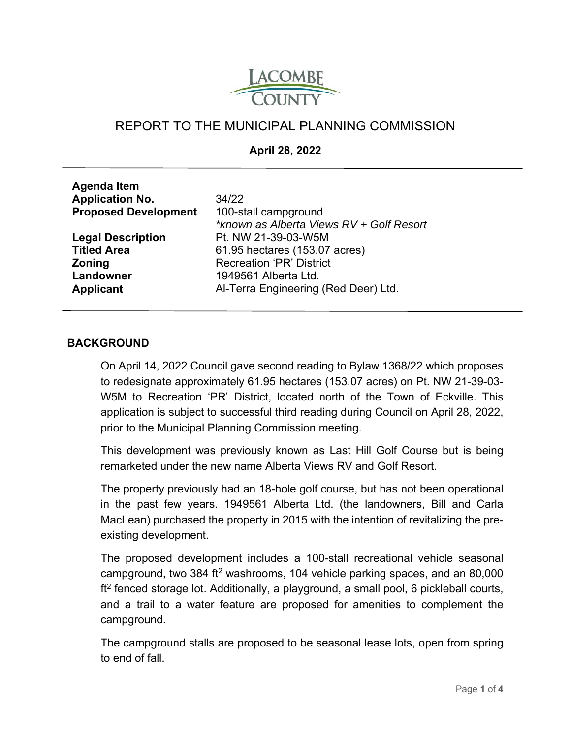# REPORT TO THE MUNICIPAL PLANNING COMMISSION

**April 28, 2022**

| | |
|---|---|
| **Agenda Item** | |
| **Application No.** | 34/22 |
| **Proposed Development** | 100-stall campground<br>*\*known as Alberta Views RV + Golf Resort* |
| **Legal Description** | Pt. NW 21-39-03-W5M |
| **Titled Area** | 61.95 hectares (153.07 acres) |
| **Zoning** | Recreation 'PR' District |
| **Landowner** | 1949561 Alberta Ltd. |
| **Applicant** | Al-Terra Engineering (Red Deer) Ltd. |

## BACKGROUND

On April 14, 2022 Council gave second reading to Bylaw 1368/22 which proposes to redesignate approximately 61.95 hectares (153.07 acres) on Pt. NW 21-39-03-W5M to Recreation 'PR' District, located north of the Town of Eckville. This application is subject to successful third reading during Council on April 28, 2022, prior to the Municipal Planning Commission meeting.

This development was previously known as Last Hill Golf Course but is being remarketed under the new name Alberta Views RV and Golf Resort.

The property previously had an 18-hole golf course, but has not been operational in the past few years. 1949561 Alberta Ltd. (the landowners, Bill and Carla MacLean) purchased the property in 2015 with the intention of revitalizing the pre-existing development.

The proposed development includes a 100-stall recreational vehicle seasonal campground, two 384 $ft^2$ washrooms, 104 vehicle parking spaces, and an 80,000 $ft^2$ fenced storage lot. Additionally, a playground, a small pool, 6 pickleball courts, and a trail to a water feature are proposed for amenities to complement the campground.

The campground stalls are proposed to be seasonal lease lots, open from spring to end of fall.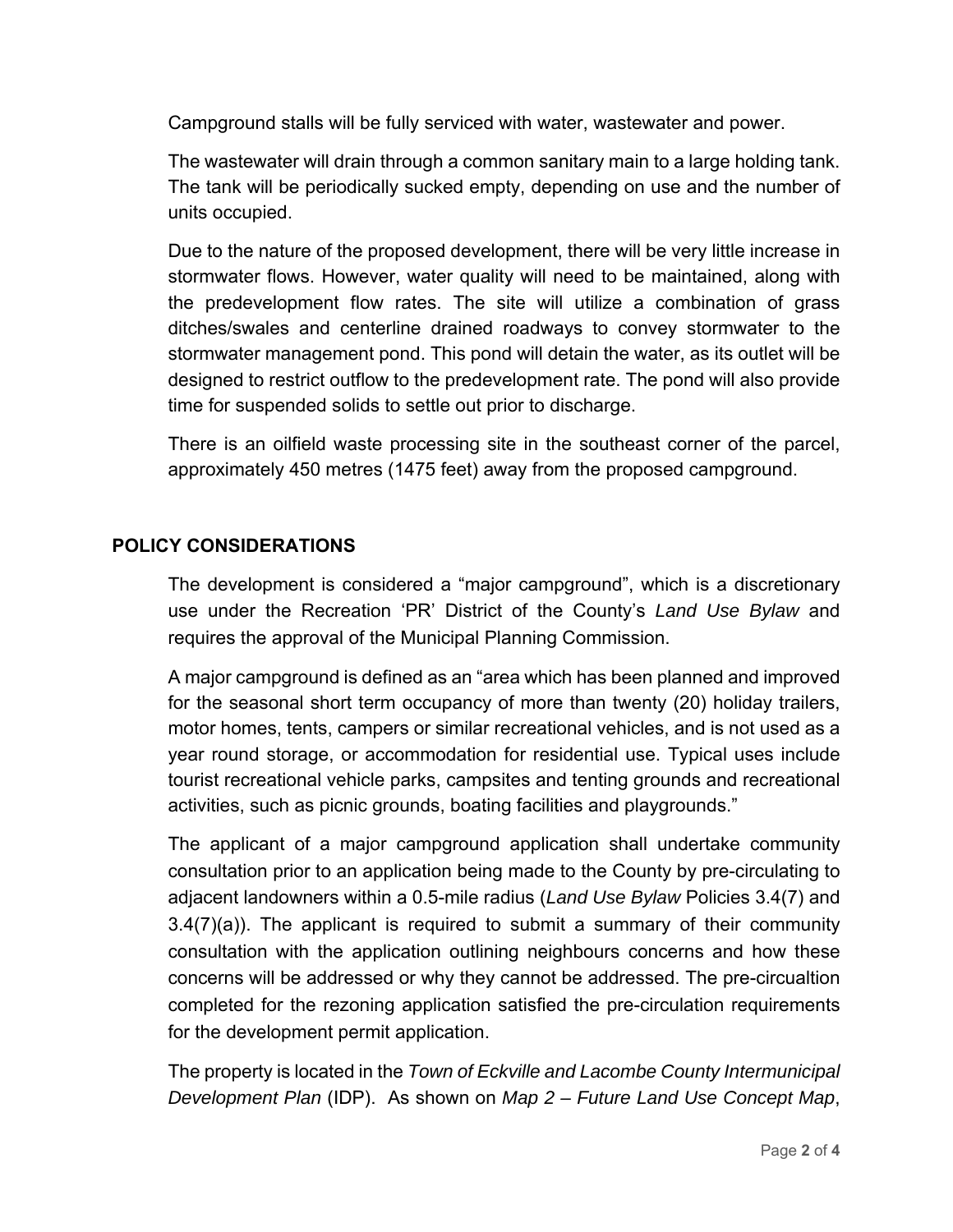Campground stalls will be fully serviced with water, wastewater and power.

The wastewater will drain through a common sanitary main to a large holding tank. The tank will be periodically sucked empty, depending on use and the number of units occupied.

Due to the nature of the proposed development, there will be very little increase in stormwater flows. However, water quality will need to be maintained, along with the predevelopment flow rates. The site will utilize a combination of grass ditches/swales and centerline drained roadways to convey stormwater to the stormwater management pond. This pond will detain the water, as its outlet will be designed to restrict outflow to the predevelopment rate. The pond will also provide time for suspended solids to settle out prior to discharge.

There is an oilfield waste processing site in the southeast corner of the parcel, approximately 450 metres (1475 feet) away from the proposed campground.

## POLICY CONSIDERATIONS

The development is considered a "major campground", which is a discretionary use under the Recreation 'PR' District of the County's *Land Use Bylaw* and requires the approval of the Municipal Planning Commission.

A major campground is defined as an "area which has been planned and improved for the seasonal short term occupancy of more than twenty (20) holiday trailers, motor homes, tents, campers or similar recreational vehicles, and is not used as a year round storage, or accommodation for residential use. Typical uses include tourist recreational vehicle parks, campsites and tenting grounds and recreational activities, such as picnic grounds, boating facilities and playgrounds."

The applicant of a major campground application shall undertake community consultation prior to an application being made to the County by pre-circulating to adjacent landowners within a 0.5-mile radius (*Land Use Bylaw* Policies 3.4(7) and 3.4(7)(a)). The applicant is required to submit a summary of their community consultation with the application outlining neighbours concerns and how these concerns will be addressed or why they cannot be addressed. The pre-circualtion completed for the rezoning application satisfied the pre-circulation requirements for the development permit application.

The property is located in the *Town of Eckville and Lacombe County Intermunicipal Development Plan* (IDP). As shown on *Map 2 – Future Land Use Concept Map*,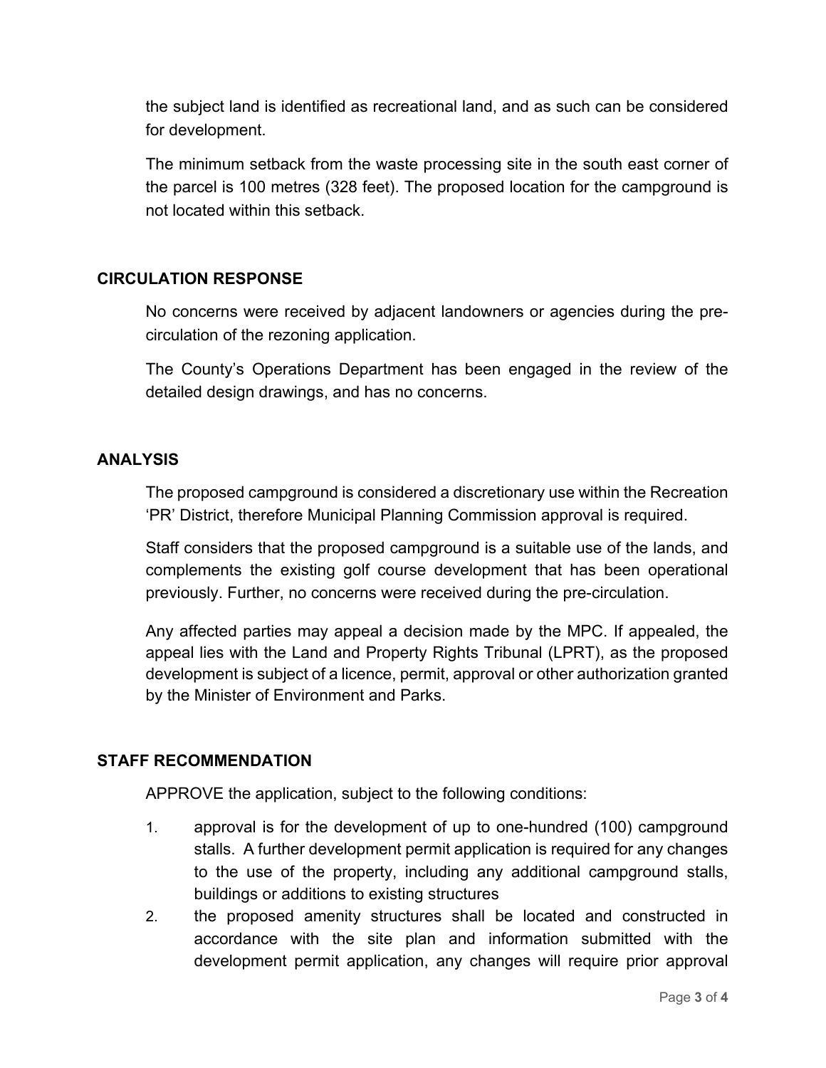the subject land is identified as recreational land, and as such can be considered for development.

The minimum setback from the waste processing site in the south east corner of the parcel is 100 metres (328 feet). The proposed location for the campground is not located within this setback.

## CIRCULATION RESPONSE

No concerns were received by adjacent landowners or agencies during the pre-circulation of the rezoning application.

The County's Operations Department has been engaged in the review of the detailed design drawings, and has no concerns.

## ANALYSIS

The proposed campground is considered a discretionary use within the Recreation 'PR' District, therefore Municipal Planning Commission approval is required.

Staff considers that the proposed campground is a suitable use of the lands, and complements the existing golf course development that has been operational previously. Further, no concerns were received during the pre-circulation.

Any affected parties may appeal a decision made by the MPC. If appealed, the appeal lies with the Land and Property Rights Tribunal (LPRT), as the proposed development is subject of a licence, permit, approval or other authorization granted by the Minister of Environment and Parks.

## STAFF RECOMMENDATION

APPROVE the application, subject to the following conditions:

1. approval is for the development of up to one-hundred (100) campground stalls. A further development permit application is required for any changes to the use of the property, including any additional campground stalls, buildings or additions to existing structures
2. the proposed amenity structures shall be located and constructed in accordance with the site plan and information submitted with the development permit application, any changes will require prior approval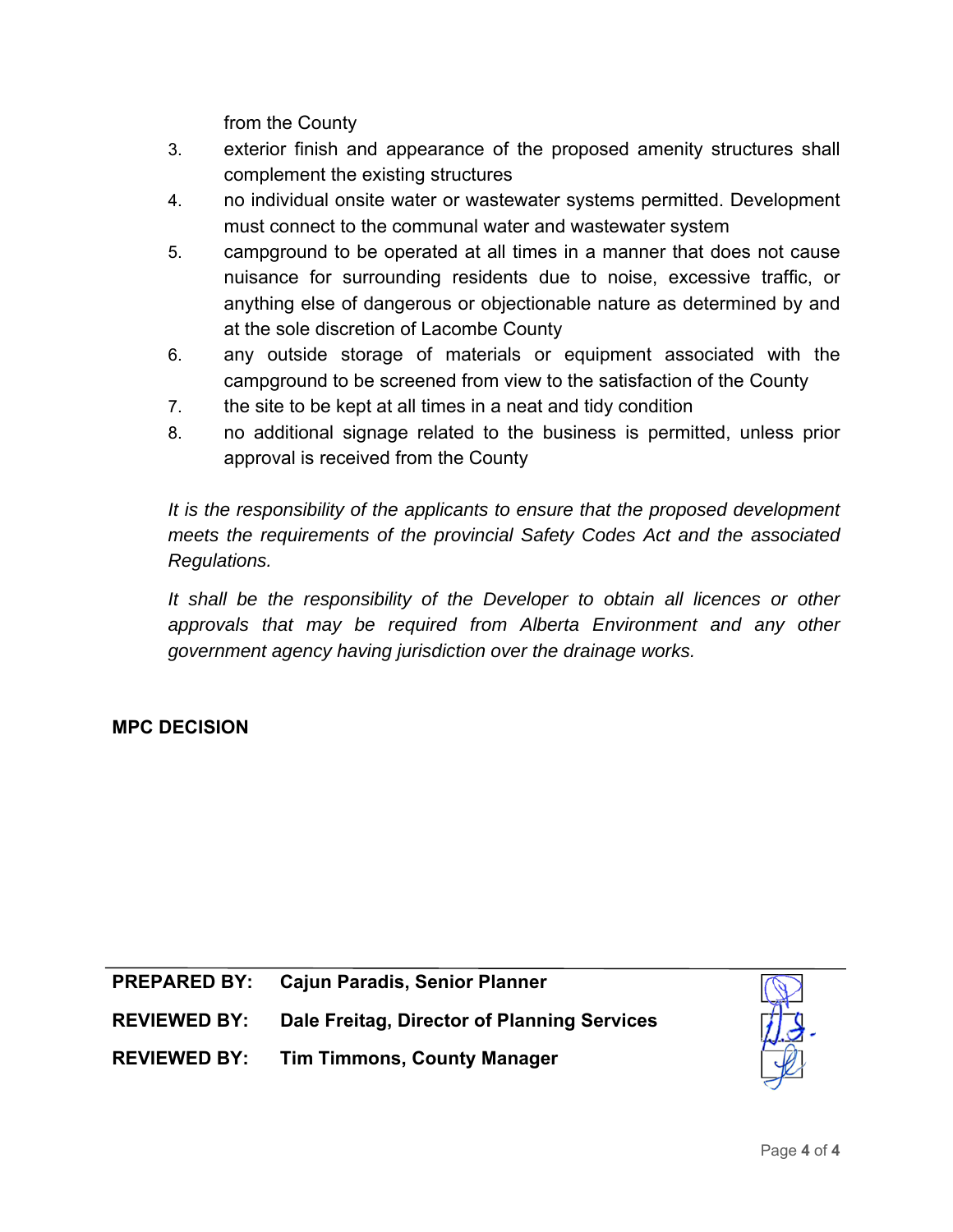from the County

3. exterior finish and appearance of the proposed amenity structures shall complement the existing structures
4. no individual onsite water or wastewater systems permitted. Development must connect to the communal water and wastewater system
5. campground to be operated at all times in a manner that does not cause nuisance for surrounding residents due to noise, excessive traffic, or anything else of dangerous or objectionable nature as determined by and at the sole discretion of Lacombe County
6. any outside storage of materials or equipment associated with the campground to be screened from view to the satisfaction of the County
7. the site to be kept at all times in a neat and tidy condition
8. no additional signage related to the business is permitted, unless prior approval is received from the County

*It is the responsibility of the applicants to ensure that the proposed development meets the requirements of the provincial Safety Codes Act and the associated Regulations.*

*It shall be the responsibility of the Developer to obtain all licences or other approvals that may be required from Alberta Environment and any other government agency having jurisdiction over the drainage works.*

**MPC DECISION**

**PREPARED BY:** **Cajun Paradis, Senior Planner**

**REVIEWED BY:** **Dale Freitag, Director of Planning Services**

**REVIEWED BY:** **Tim Timmons, County Manager**